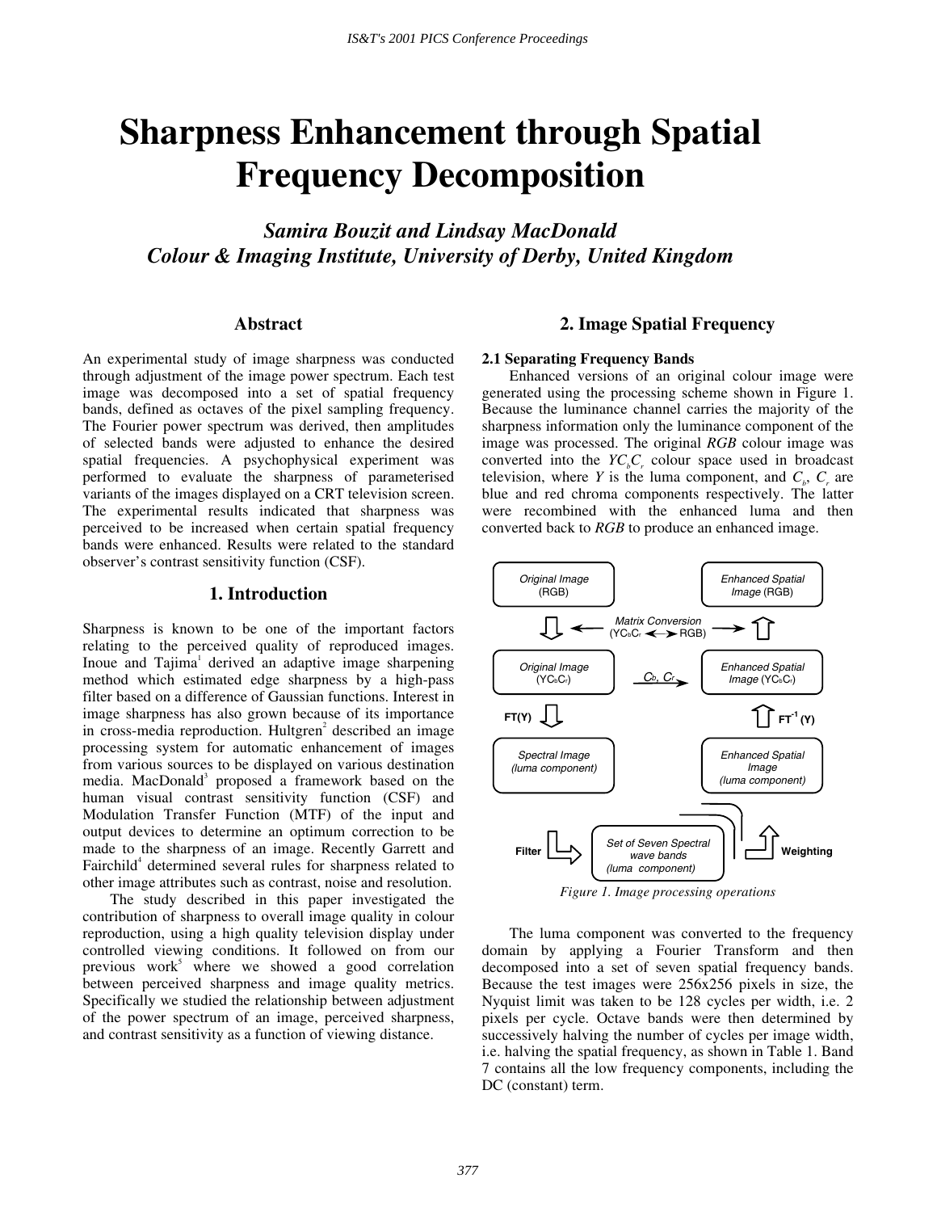# Sharpness Enhancement through Spatial Frequency Decomposition

***Samira Bouzit and Lindsay MacDonald***
***Colour & Imaging Institute, University of Derby, United Kingdom***

## Abstract

An experimental study of image sharpness was conducted through adjustment of the image power spectrum. Each test image was decomposed into a set of spatial frequency bands, defined as octaves of the pixel sampling frequency. The Fourier power spectrum was derived, then amplitudes of selected bands were adjusted to enhance the desired spatial frequencies. A psychophysical experiment was performed to evaluate the sharpness of parameterised variants of the images displayed on a CRT television screen. The experimental results indicated that sharpness was perceived to be increased when certain spatial frequency bands were enhanced. Results were related to the standard observer's contrast sensitivity function (CSF).

## 1. Introduction

Sharpness is known to be one of the important factors relating to the perceived quality of reproduced images. Inoue and Tajima[1] derived an adaptive image sharpening method which estimated edge sharpness by a high-pass filter based on a difference of Gaussian functions. Interest in image sharpness has also grown because of its importance in cross-media reproduction. Hultgren[2] described an image processing system for automatic enhancement of images from various sources to be displayed on various destination media. MacDonald[3] proposed a framework based on the human visual contrast sensitivity function (CSF) and Modulation Transfer Function (MTF) of the input and output devices to determine an optimum correction to be made to the sharpness of an image. Recently Garrett and Fairchild[4] determined several rules for sharpness related to other image attributes such as contrast, noise and resolution.

The study described in this paper investigated the contribution of sharpness to overall image quality in colour reproduction, using a high quality television display under controlled viewing conditions. It followed on from our previous work[5] where we showed a good correlation between perceived sharpness and image quality metrics. Specifically we studied the relationship between adjustment of the power spectrum of an image, perceived sharpness, and contrast sensitivity as a function of viewing distance.

## 2. Image Spatial Frequency

### 2.1 Separating Frequency Bands

Enhanced versions of an original colour image were generated using the processing scheme shown in Figure 1. Because the luminance channel carries the majority of the sharpness information only the luminance component of the image was processed. The original *RGB* colour image was converted into the $YC_bC_r$ colour space used in broadcast television, where $Y$ is the luma component, and $C_b$, $C_r$ are blue and red chroma components respectively. The latter were recombined with the enhanced luma and then converted back to *RGB* to produce an enhanced image.

*Original Image (RGB)* → Matrix Conversion ($YC_bC_r$ ↔ RGB) → *Original Image ($YC_bC_r$)* → FT(Y) → *Spectral Image (luma component)* → Filter → *Set of Seven Spectral wave bands (luma component)* → Weighting → *Enhanced Spatial Image (luma component)* → $FT^{-1}$ (Y) → *Enhanced Spatial Image ($YC_bC_r$)* (with $C_b$, $C_r$) → *Enhanced Spatial Image (RGB)*

*Figure 1. Image processing operations*

The luma component was converted to the frequency domain by applying a Fourier Transform and then decomposed into a set of seven spatial frequency bands. Because the test images were 256x256 pixels in size, the Nyquist limit was taken to be 128 cycles per width, i.e. 2 pixels per cycle. Octave bands were then determined by successively halving the number of cycles per image width, i.e. halving the spatial frequency, as shown in Table 1. Band 7 contains all the low frequency components, including the DC (constant) term.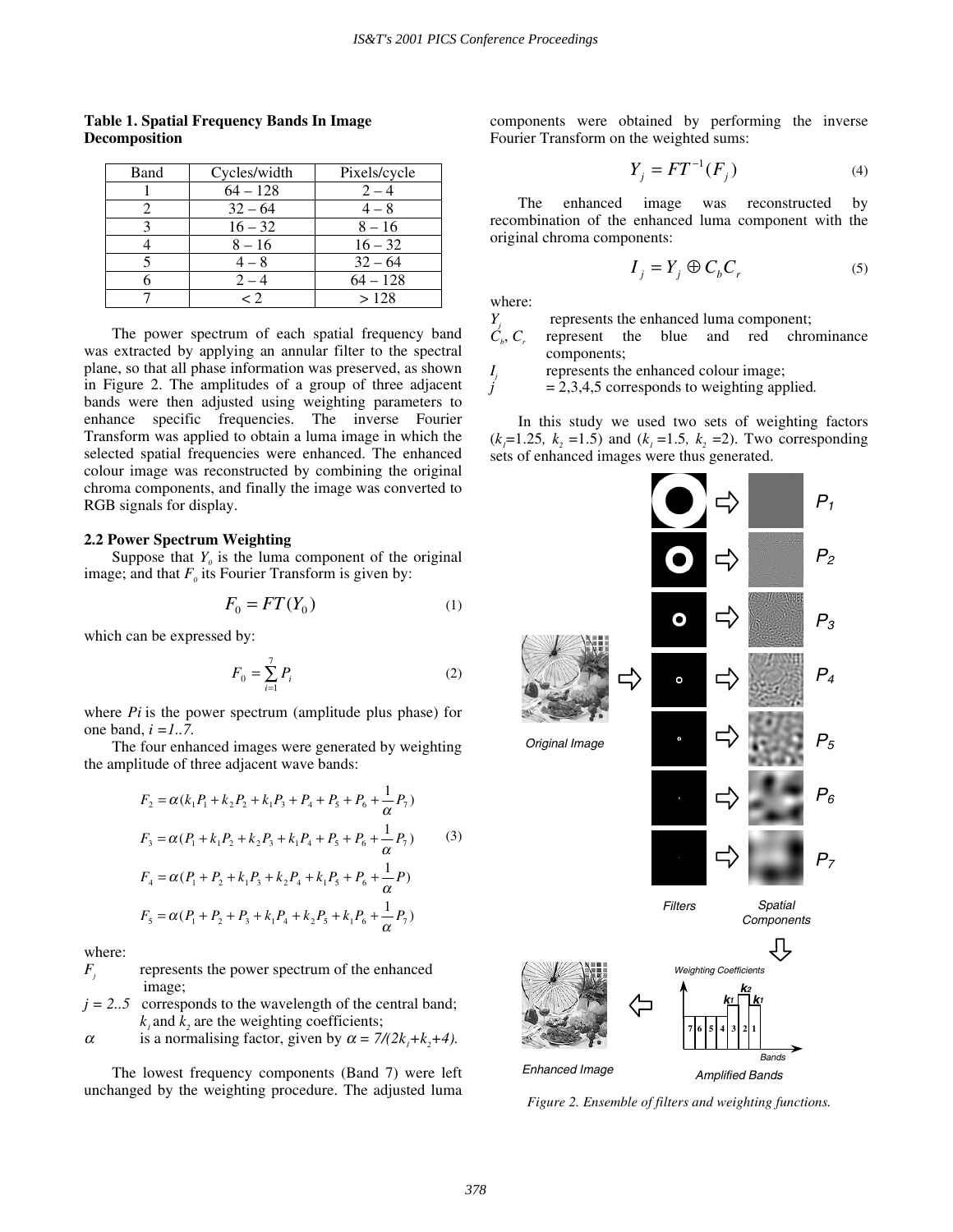**Table 1. Spatial Frequency Bands In Image Decomposition**

| Band | Cycles/width | Pixels/cycle |
| --- | --- | --- |
| 1 | 64 – 128 | 2 – 4 |
| 2 | 32 – 64 | 4 – 8 |
| 3 | 16 – 32 | 8 – 16 |
| 4 | 8 – 16 | 16 – 32 |
| 5 | 4 – 8 | 32 – 64 |
| 6 | 2 – 4 | 64 – 128 |
| 7 | < 2 | > 128 |

The power spectrum of each spatial frequency band was extracted by applying an annular filter to the spectral plane, so that all phase information was preserved, as shown in Figure 2. The amplitudes of a group of three adjacent bands were then adjusted using weighting parameters to enhance specific frequencies. The inverse Fourier Transform was applied to obtain a luma image in which the selected spatial frequencies were enhanced. The enhanced colour image was reconstructed by combining the original chroma components, and finally the image was converted to RGB signals for display.

### 2.2 Power Spectrum Weighting

Suppose that $Y_0$ is the luma component of the original image; and that $F_0$ its Fourier Transform is given by:

$$F_0 = FT(Y_0) \tag{1}$$

which can be expressed by:

$$F_0 = \sum_{i=1}^{7} P_i \tag{2}$$

where *Pi* is the power spectrum (amplitude plus phase) for one band, $i = 1..7$.

The four enhanced images were generated by weighting the amplitude of three adjacent wave bands:

$$\begin{aligned}
F_2 &= \alpha(k_1P_1 + k_2P_2 + k_1P_3 + P_4 + P_5 + P_6 + \frac{1}{\alpha}P_7) \\
F_3 &= \alpha(P_1 + k_1P_2 + k_2P_3 + k_1P_4 + P_5 + P_6 + \frac{1}{\alpha}P_7) \\
F_4 &= \alpha(P_1 + P_2 + k_1P_3 + k_2P_4 + k_1P_5 + P_6 + \frac{1}{\alpha}P) \\
F_5 &= \alpha(P_1 + P_2 + P_3 + k_1P_4 + k_2P_5 + k_1P_6 + \frac{1}{\alpha}P_7)
\end{aligned} \tag{3}$$

where:

- $F_j$ represents the power spectrum of the enhanced image;
- $j = 2..5$ corresponds to the wavelength of the central band; $k_1$ and $k_2$ are the weighting coefficients;
- $\alpha$ is a normalising factor, given by $\alpha = 7/(2k_1+k_2+4)$.

The lowest frequency components (Band 7) were left unchanged by the weighting procedure. The adjusted luma components were obtained by performing the inverse Fourier Transform on the weighted sums:

$$Y_j = FT^{-1}(F_j) \tag{4}$$

The enhanced image was reconstructed by recombination of the enhanced luma component with the original chroma components:

$$I_j = Y_j \oplus C_b C_r \tag{5}$$

where:

- $Y_j$ represents the enhanced luma component;
- $C_b$, $C_r$ represent the blue and red chrominance components;
- $I_j$ represents the enhanced colour image;
- $j$ = 2,3,4,5 corresponds to weighting applied.

In this study we used two sets of weighting factors ($k_1$=1.25, $k_2$ =1.5) and ($k_1$ =1.5, $k_2$ =2). Two corresponding sets of enhanced images were thus generated.

*Figure 2. Ensemble of filters and weighting functions.*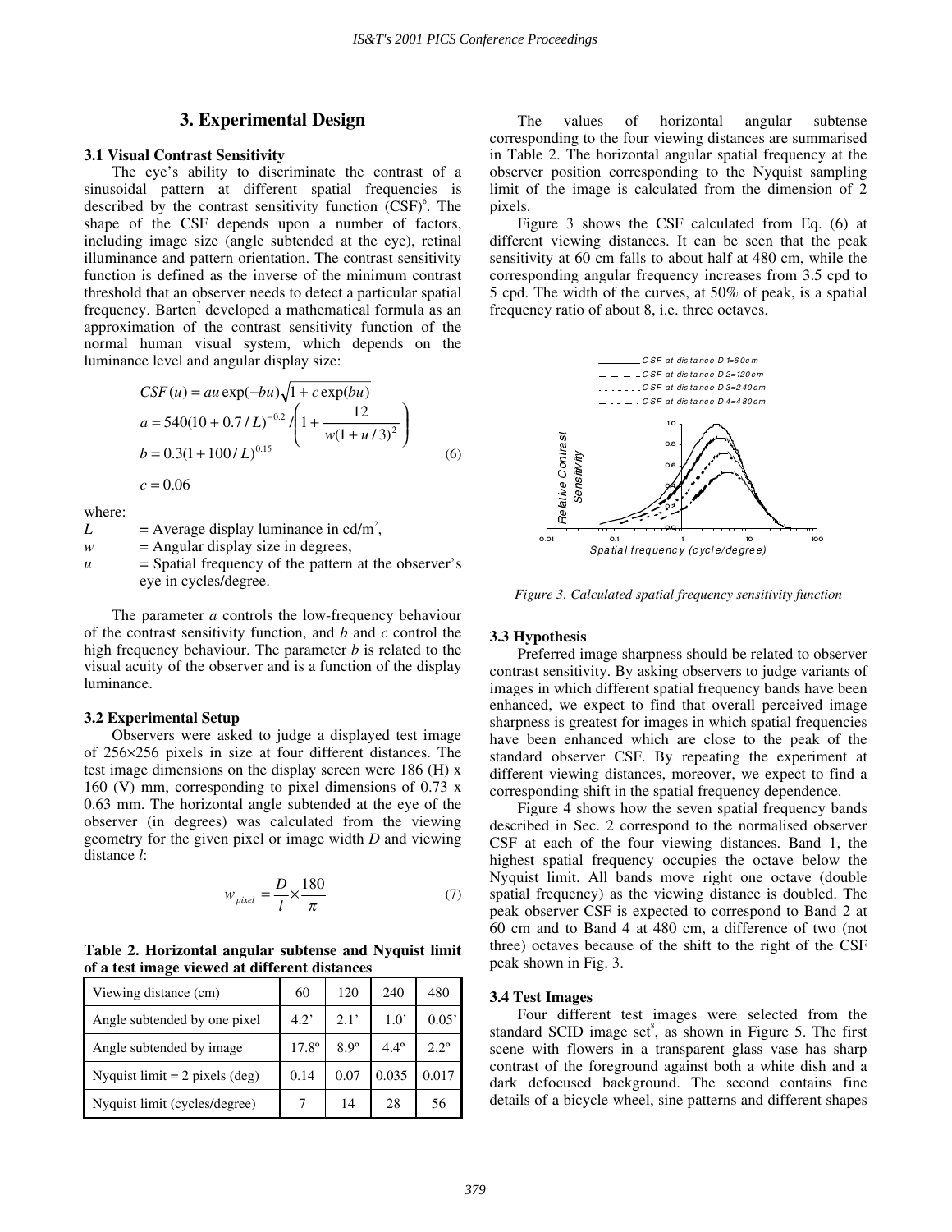## 3. Experimental Design

### 3.1 Visual Contrast Sensitivity

The eye's ability to discriminate the contrast of a sinusoidal pattern at different spatial frequencies is described by the contrast sensitivity function (CSF)[6]. The shape of the CSF depends upon a number of factors, including image size (angle subtended at the eye), retinal illuminance and pattern orientation. The contrast sensitivity function is defined as the inverse of the minimum contrast threshold that an observer needs to detect a particular spatial frequency. Barten[7] developed a mathematical formula as an approximation of the contrast sensitivity function of the normal human visual system, which depends on the luminance level and angular display size:

$$
\begin{aligned}
CSF(u) &= au\exp(-bu)\sqrt{1+c\exp(bu)} \\
a &= 540(10+0.7/L)^{-0.2} \bigg/ \left(1+\frac{12}{w(1+u/3)^2}\right) \\
b &= 0.3(1+100/L)^{0.15} \\
c &= 0.06
\end{aligned}
\tag{6}
$$

where:

$L$ = Average display luminance in cd/m$^2$,

$w$ = Angular display size in degrees,

$u$ = Spatial frequency of the pattern at the observer's eye in cycles/degree.

The parameter $a$ controls the low-frequency behaviour of the contrast sensitivity function, and $b$ and $c$ control the high frequency behaviour. The parameter $b$ is related to the visual acuity of the observer and is a function of the display luminance.

### 3.2 Experimental Setup

Observers were asked to judge a displayed test image of 256×256 pixels in size at four different distances. The test image dimensions on the display screen were 186 (H) x 160 (V) mm, corresponding to pixel dimensions of 0.73 x 0.63 mm. The horizontal angle subtended at the eye of the observer (in degrees) was calculated from the viewing geometry for the given pixel or image width $D$ and viewing distance $l$:

$$
w_{pixel} = \frac{D}{l} \times \frac{180}{\pi} \tag{7}
$$

**Table 2. Horizontal angular subtense and Nyquist limit of a test image viewed at different distances**

| Viewing distance (cm) | 60 | 120 | 240 | 480 |
|---|---|---|---|---|
| Angle subtended by one pixel | 4.2' | 2.1' | 1.0' | 0.05' |
| Angle subtended by image | 17.8º | 8.9º | 4.4º | 2.2º |
| Nyquist limit = 2 pixels (deg) | 0.14 | 0.07 | 0.035 | 0.017 |
| Nyquist limit (cycles/degree) | 7 | 14 | 28 | 56 |

The values of horizontal angular subtense corresponding to the four viewing distances are summarised in Table 2. The horizontal angular spatial frequency at the observer position corresponding to the Nyquist sampling limit of the image is calculated from the dimension of 2 pixels.

Figure 3 shows the CSF calculated from Eq. (6) at different viewing distances. It can be seen that the peak sensitivity at 60 cm falls to about half at 480 cm, while the corresponding angular frequency increases from 3.5 cpd to 5 cpd. The width of the curves, at 50% of peak, is a spatial frequency ratio of about 8, i.e. three octaves.

*Figure 3. Calculated spatial frequency sensitivity function*

### 3.3 Hypothesis

Preferred image sharpness should be related to observer contrast sensitivity. By asking observers to judge variants of images in which different spatial frequency bands have been enhanced, we expect to find that overall perceived image sharpness is greatest for images in which spatial frequencies have been enhanced which are close to the peak of the standard observer CSF. By repeating the experiment at different viewing distances, moreover, we expect to find a corresponding shift in the spatial frequency dependence.

Figure 4 shows how the seven spatial frequency bands described in Sec. 2 correspond to the normalised observer CSF at each of the four viewing distances. Band 1, the highest spatial frequency occupies the octave below the Nyquist limit. All bands move right one octave (double spatial frequency) as the viewing distance is doubled. The peak observer CSF is expected to correspond to Band 2 at 60 cm and to Band 4 at 480 cm, a difference of two (not three) octaves because of the shift to the right of the CSF peak shown in Fig. 3.

### 3.4 Test Images

Four different test images were selected from the standard SCID image set[8], as shown in Figure 5. The first scene with flowers in a transparent glass vase has sharp contrast of the foreground against both a white dish and a dark defocused background. The second contains fine details of a bicycle wheel, sine patterns and different shapes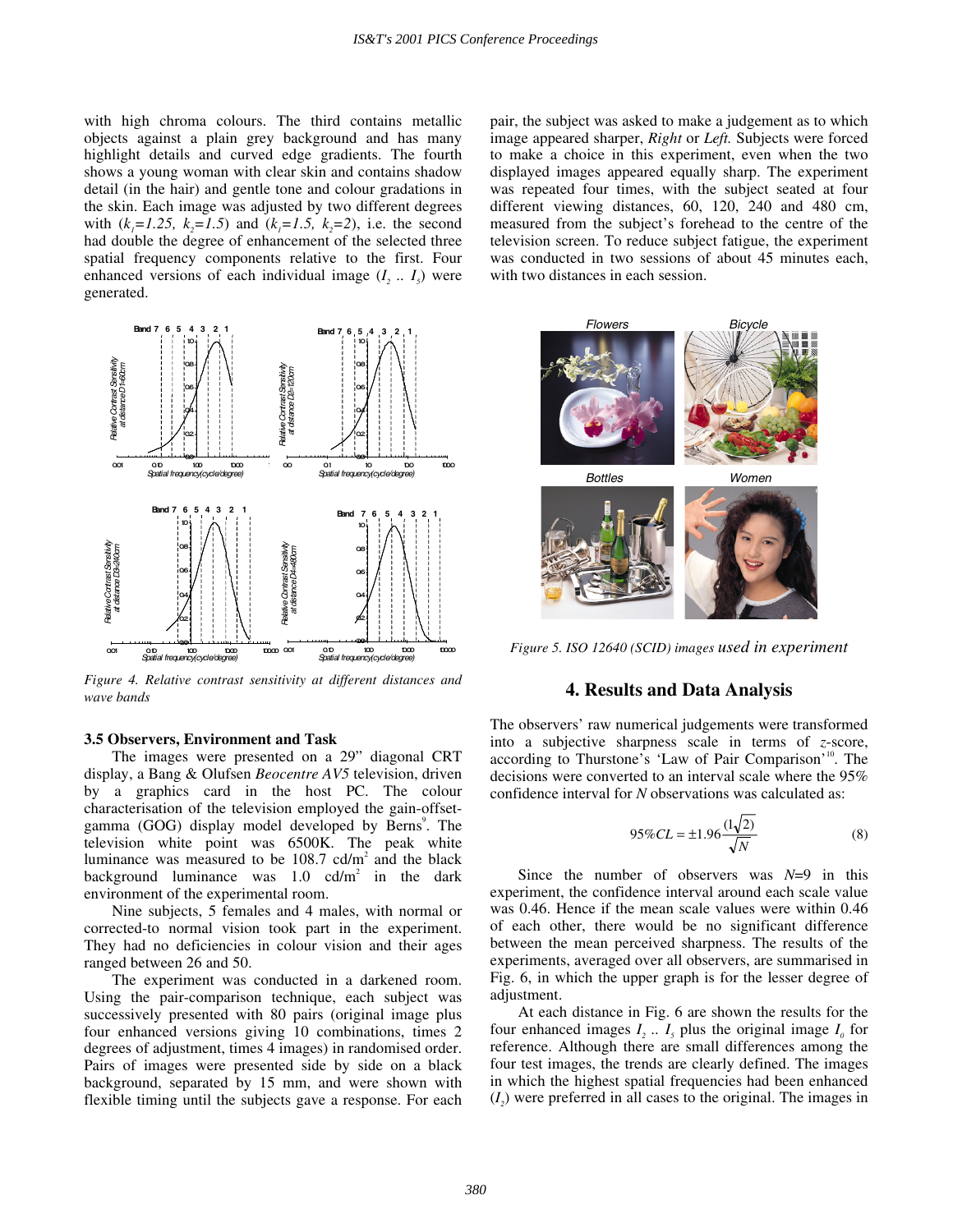with high chroma colours. The third contains metallic objects against a plain grey background and has many highlight details and curved edge gradients. The fourth shows a young woman with clear skin and contains shadow detail (in the hair) and gentle tone and colour gradations in the skin. Each image was adjusted by two different degrees with ($k_1=1.25$, $k_2=1.5$) and ($k_1=1.5$, $k_2=2$), i.e. the second had double the degree of enhancement of the selected three spatial frequency components relative to the first. Four enhanced versions of each individual image ($I_2$ .. $I_5$) were generated.

*Figure 4. Relative contrast sensitivity at different distances and wave bands*

### 3.5 Observers, Environment and Task

The images were presented on a 29" diagonal CRT display, a Bang & Olufsen *Beocentre AV5* television, driven by a graphics card in the host PC. The colour characterisation of the television employed the gain-offset-gamma (GOG) display model developed by Berns[9]. The television white point was 6500K. The peak white luminance was measured to be 108.7 cd/m$^2$ and the black background luminance was 1.0 cd/m$^2$ in the dark environment of the experimental room.

Nine subjects, 5 females and 4 males, with normal or corrected-to normal vision took part in the experiment. They had no deficiencies in colour vision and their ages ranged between 26 and 50.

The experiment was conducted in a darkened room. Using the pair-comparison technique, each subject was successively presented with 80 pairs (original image plus four enhanced versions giving 10 combinations, times 2 degrees of adjustment, times 4 images) in randomised order. Pairs of images were presented side by side on a black background, separated by 15 mm, and were shown with flexible timing until the subjects gave a response. For each pair, the subject was asked to make a judgement as to which image appeared sharper, *Right* or *Left.* Subjects were forced to make a choice in this experiment, even when the two displayed images appeared equally sharp. The experiment was repeated four times, with the subject seated at four different viewing distances, 60, 120, 240 and 480 cm, measured from the subject's forehead to the centre of the television screen. To reduce subject fatigue, the experiment was conducted in two sessions of about 45 minutes each, with two distances in each session.

*Figure 5. ISO 12640 (SCID) images used in experiment*

## 4. Results and Data Analysis

The observers' raw numerical judgements were transformed into a subjective sharpness scale in terms of *z*-score, according to Thurstone's 'Law of Pair Comparison'[10]. The decisions were converted to an interval scale where the 95% confidence interval for *N* observations was calculated as:

$$95\%CL = \pm 1.96 \frac{(1\sqrt{2})}{\sqrt{N}} \quad (8)$$

Since the number of observers was $N$=9 in this experiment, the confidence interval around each scale value was 0.46. Hence if the mean scale values were within 0.46 of each other, there would be no significant difference between the mean perceived sharpness. The results of the experiments, averaged over all observers, are summarised in Fig. 6, in which the upper graph is for the lesser degree of adjustment.

At each distance in Fig. 6 are shown the results for the four enhanced images $I_2$ .. $I_5$ plus the original image $I_0$ for reference. Although there are small differences among the four test images, the trends are clearly defined. The images in which the highest spatial frequencies had been enhanced ($I_2$) were preferred in all cases to the original. The images in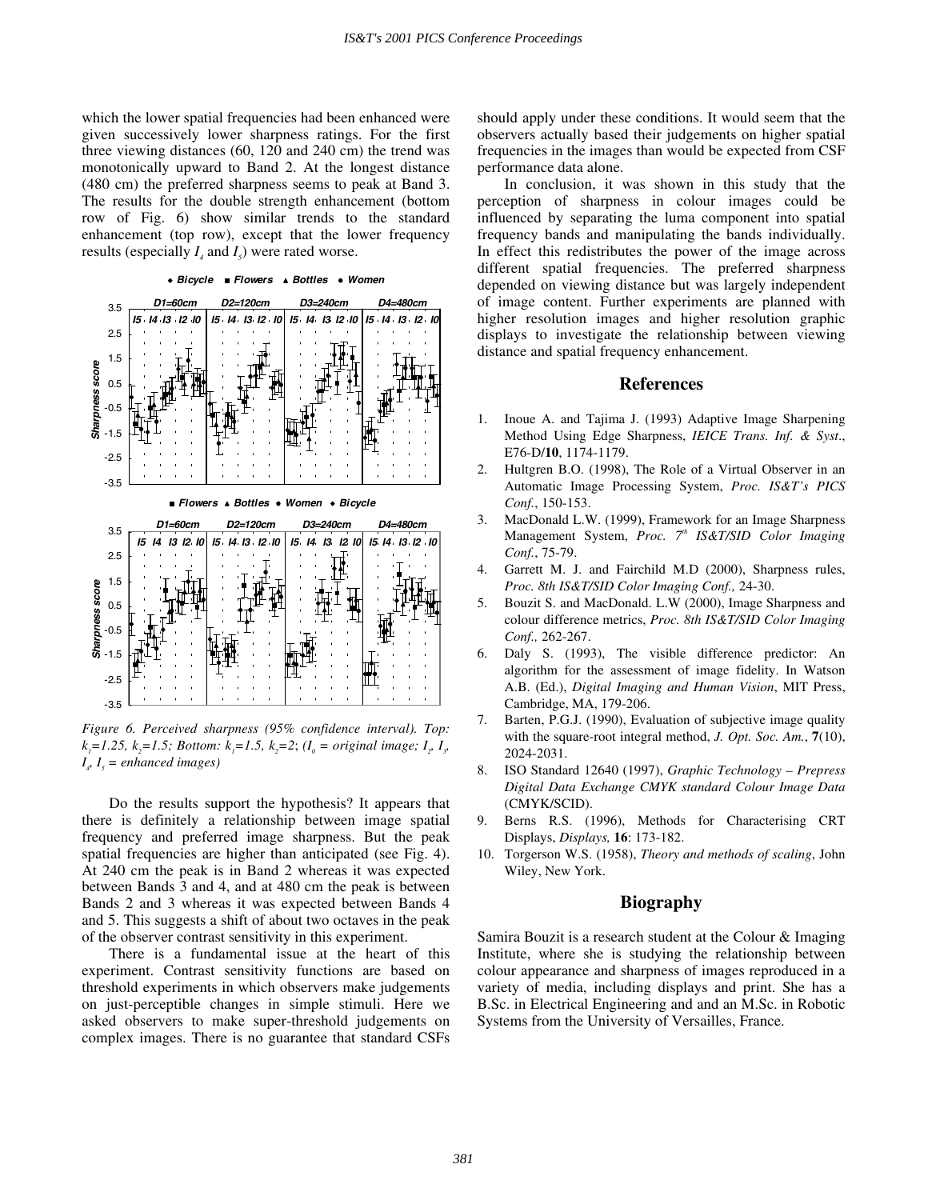which the lower spatial frequencies had been enhanced were given successively lower sharpness ratings. For the first three viewing distances (60, 120 and 240 cm) the trend was monotonically upward to Band 2. At the longest distance (480 cm) the preferred sharpness seems to peak at Band 3. The results for the double strength enhancement (bottom row of Fig. 6) show similar trends to the standard enhancement (top row), except that the lower frequency results (especially $I_4$ and $I_5$) were rated worse.

◆ Bicycle ■ Flowers ▲ Bottles ● Women

D1=60cm D2=120cm D3=240cm D4=480cm

I5 I4 I3 I2 I0 I5 I4 I3 I2 I0 I5 I4 I3 I2 I0 I5 I4 I3 I2 I0

Sharpness score

3.5 2.5 1.5 0.5 -0.5 -1.5 -2.5 -3.5

■ Flowers ▲ Bottles ● Women ◆ Bicycle

D1=60cm D2=120cm D3=240cm D4=480cm

I5 I4 I3 I2 I0 I5 I4 I3 I2 I0 I5 I4 I3 I2 I0 I5 I4 I3 I2 I0

Sharpness score

3.5 2.5 1.5 0.5 -0.5 -1.5 -2.5 -3.5

*Figure 6. Perceived sharpness (95% confidence interval). Top: $k_1$=1.25, $k_2$=1.5; Bottom: $k_1$=1.5, $k_2$=2; ($I_0$ = original image; $I_2$, $I_3$, $I_4$, $I_5$ = enhanced images)*

Do the results support the hypothesis? It appears that there is definitely a relationship between image spatial frequency and preferred image sharpness. But the peak spatial frequencies are higher than anticipated (see Fig. 4). At 240 cm the peak is in Band 2 whereas it was expected between Bands 3 and 4, and at 480 cm the peak is between Bands 2 and 3 whereas it was expected between Bands 4 and 5. This suggests a shift of about two octaves in the peak of the observer contrast sensitivity in this experiment.

There is a fundamental issue at the heart of this experiment. Contrast sensitivity functions are based on threshold experiments in which observers make judgements on just-perceptible changes in simple stimuli. Here we asked observers to make super-threshold judgements on complex images. There is no guarantee that standard CSFs should apply under these conditions. It would seem that the observers actually based their judgements on higher spatial frequencies in the images than would be expected from CSF performance data alone.

In conclusion, it was shown in this study that the perception of sharpness in colour images could be influenced by separating the luma component into spatial frequency bands and manipulating the bands individually. In effect this redistributes the power of the image across different spatial frequencies. The preferred sharpness depended on viewing distance but was largely independent of image content. Further experiments are planned with higher resolution images and higher resolution graphic displays to investigate the relationship between viewing distance and spatial frequency enhancement.

## References

1. Inoue A. and Tajima J. (1993) Adaptive Image Sharpening Method Using Edge Sharpness, *IEICE Trans. Inf. & Syst*., E76-D/**10**, 1174-1179.
2. Hultgren B.O. (1998), The Role of a Virtual Observer in an Automatic Image Processing System, *Proc. IS&T's PICS Conf.*, 150-153.
3. MacDonald L.W. (1999), Framework for an Image Sharpness Management System, *Proc. 7th IS&T/SID Color Imaging Conf.*, 75-79.
4. Garrett M. J. and Fairchild M.D (2000), Sharpness rules, *Proc. 8th IS&T/SID Color Imaging Conf.,* 24-30.
5. Bouzit S. and MacDonald. L.W (2000), Image Sharpness and colour difference metrics, *Proc. 8th IS&T/SID Color Imaging Conf.,* 262-267.
6. Daly S. (1993), The visible difference predictor: An algorithm for the assessment of image fidelity. In Watson A.B. (Ed.), *Digital Imaging and Human Vision*, MIT Press, Cambridge, MA, 179-206.
7. Barten, P.G.J. (1990), Evaluation of subjective image quality with the square-root integral method, *J. Opt. Soc. Am.*, **7**(10), 2024-2031.
8. ISO Standard 12640 (1997), *Graphic Technology – Prepress Digital Data Exchange CMYK standard Colour Image Data* (CMYK/SCID).
9. Berns R.S. (1996), Methods for Characterising CRT Displays, *Displays,* **16**: 173-182.
10. Torgerson W.S. (1958), *Theory and methods of scaling*, John Wiley, New York.

## Biography

Samira Bouzit is a research student at the Colour & Imaging Institute, where she is studying the relationship between colour appearance and sharpness of images reproduced in a variety of media, including displays and print. She has a B.Sc. in Electrical Engineering and and an M.Sc. in Robotic Systems from the University of Versailles, France.